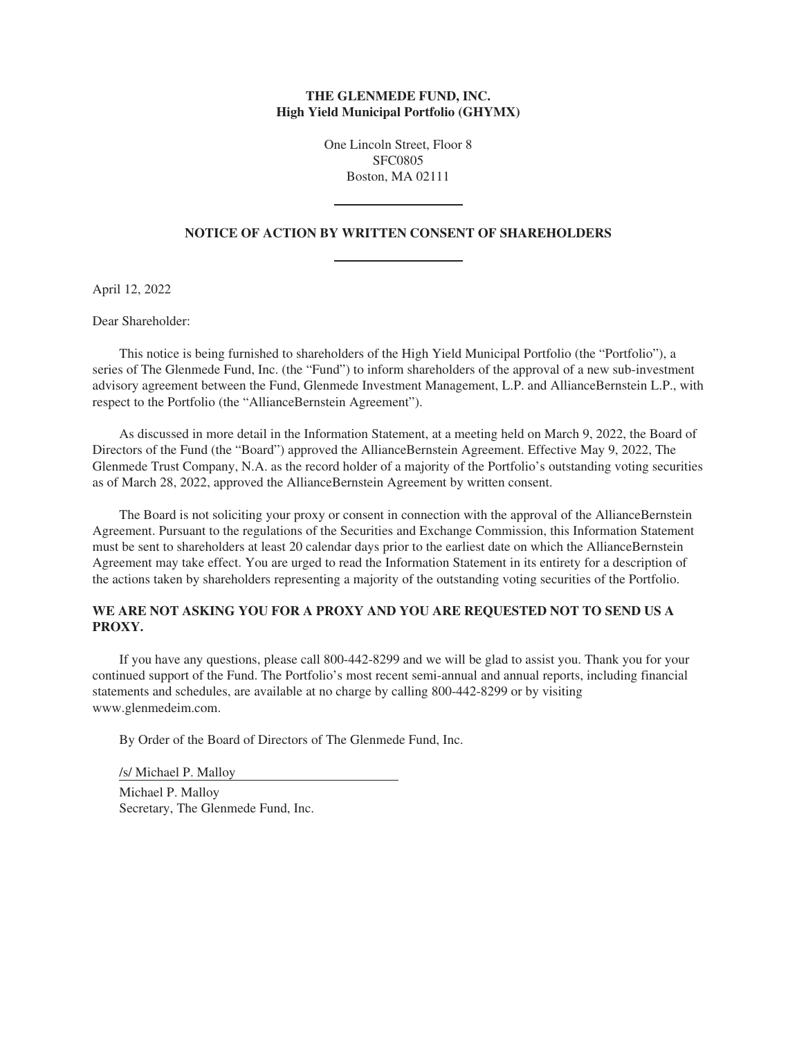**THE GLENMEDE FUND, INC.**
**High Yield Municipal Portfolio (GHYMX)**

One Lincoln Street, Floor 8
SFC0805
Boston, MA 02111

---

**NOTICE OF ACTION BY WRITTEN CONSENT OF SHAREHOLDERS**

---

April 12, 2022

Dear Shareholder:

This notice is being furnished to shareholders of the High Yield Municipal Portfolio (the "Portfolio"), a series of The Glenmede Fund, Inc. (the "Fund") to inform shareholders of the approval of a new sub-investment advisory agreement between the Fund, Glenmede Investment Management, L.P. and AllianceBernstein L.P., with respect to the Portfolio (the "AllianceBernstein Agreement").

As discussed in more detail in the Information Statement, at a meeting held on March 9, 2022, the Board of Directors of the Fund (the "Board") approved the AllianceBernstein Agreement. Effective May 9, 2022, The Glenmede Trust Company, N.A. as the record holder of a majority of the Portfolio's outstanding voting securities as of March 28, 2022, approved the AllianceBernstein Agreement by written consent.

The Board is not soliciting your proxy or consent in connection with the approval of the AllianceBernstein Agreement. Pursuant to the regulations of the Securities and Exchange Commission, this Information Statement must be sent to shareholders at least 20 calendar days prior to the earliest date on which the AllianceBernstein Agreement may take effect. You are urged to read the Information Statement in its entirety for a description of the actions taken by shareholders representing a majority of the outstanding voting securities of the Portfolio.

**WE ARE NOT ASKING YOU FOR A PROXY AND YOU ARE REQUESTED NOT TO SEND US A PROXY.**

If you have any questions, please call 800-442-8299 and we will be glad to assist you. Thank you for your continued support of the Fund. The Portfolio's most recent semi-annual and annual reports, including financial statements and schedules, are available at no charge by calling 800-442-8299 or by visiting www.glenmedeim.com.

By Order of the Board of Directors of The Glenmede Fund, Inc.

/s/ Michael P. Malloy

Michael P. Malloy
Secretary, The Glenmede Fund, Inc.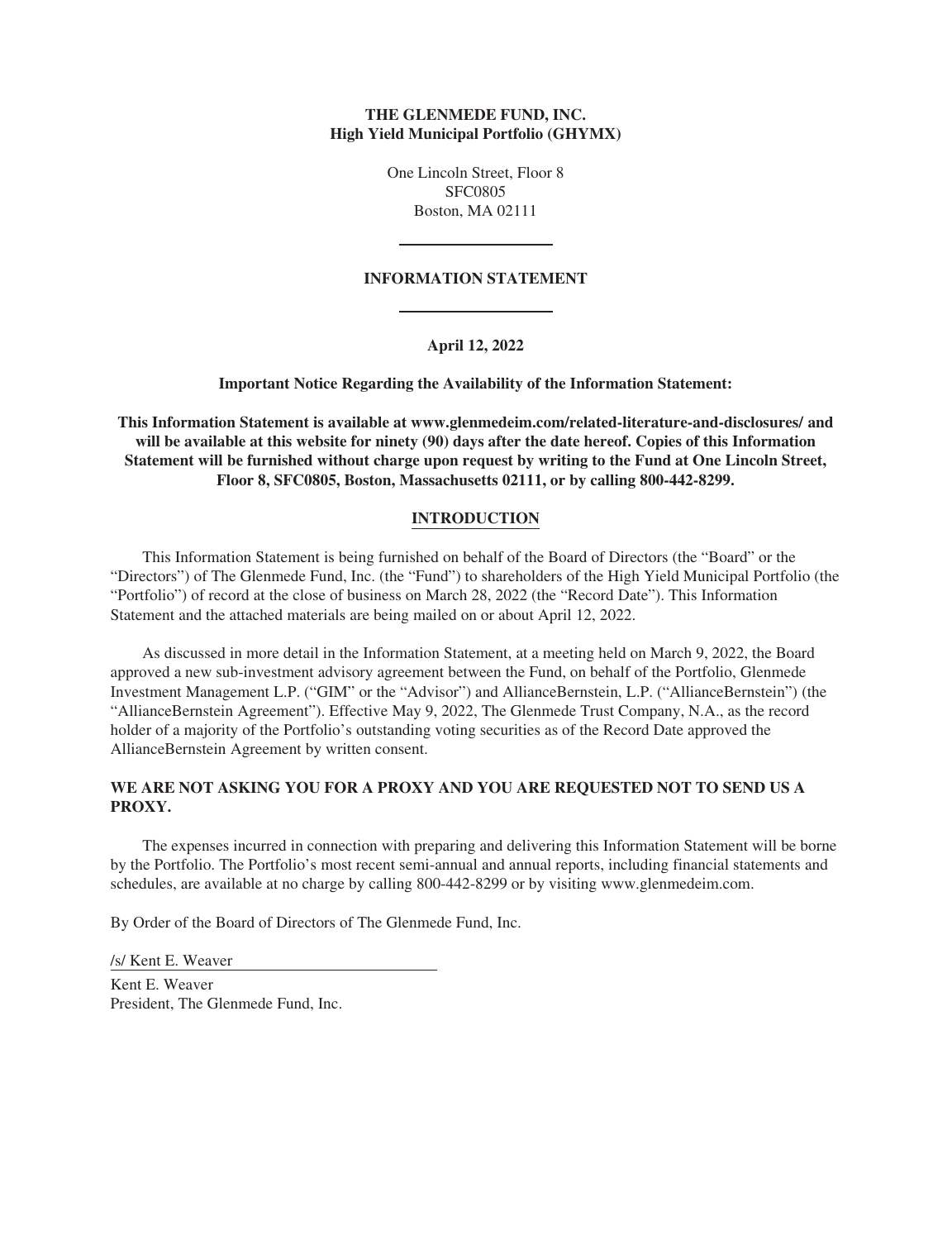**THE GLENMEDE FUND, INC.**
**High Yield Municipal Portfolio (GHYMX)**

One Lincoln Street, Floor 8
SFC0805
Boston, MA 02111

---

# INFORMATION STATEMENT

---

**April 12, 2022**

**Important Notice Regarding the Availability of the Information Statement:**

**This Information Statement is available at www.glenmedeim.com/related-literature-and-disclosures/ and will be available at this website for ninety (90) days after the date hereof. Copies of this Information Statement will be furnished without charge upon request by writing to the Fund at One Lincoln Street, Floor 8, SFC0805, Boston, Massachusetts 02111, or by calling 800-442-8299.**

## INTRODUCTION

This Information Statement is being furnished on behalf of the Board of Directors (the "Board" or the "Directors") of The Glenmede Fund, Inc. (the "Fund") to shareholders of the High Yield Municipal Portfolio (the "Portfolio") of record at the close of business on March 28, 2022 (the "Record Date"). This Information Statement and the attached materials are being mailed on or about April 12, 2022.

As discussed in more detail in the Information Statement, at a meeting held on March 9, 2022, the Board approved a new sub-investment advisory agreement between the Fund, on behalf of the Portfolio, Glenmede Investment Management L.P. ("GIM" or the "Advisor") and AllianceBernstein, L.P. ("AllianceBernstein") (the "AllianceBernstein Agreement"). Effective May 9, 2022, The Glenmede Trust Company, N.A., as the record holder of a majority of the Portfolio's outstanding voting securities as of the Record Date approved the AllianceBernstein Agreement by written consent.

**WE ARE NOT ASKING YOU FOR A PROXY AND YOU ARE REQUESTED NOT TO SEND US A PROXY.**

The expenses incurred in connection with preparing and delivering this Information Statement will be borne by the Portfolio. The Portfolio's most recent semi-annual and annual reports, including financial statements and schedules, are available at no charge by calling 800-442-8299 or by visiting www.glenmedeim.com.

By Order of the Board of Directors of The Glenmede Fund, Inc.

/s/ Kent E. Weaver

Kent E. Weaver
President, The Glenmede Fund, Inc.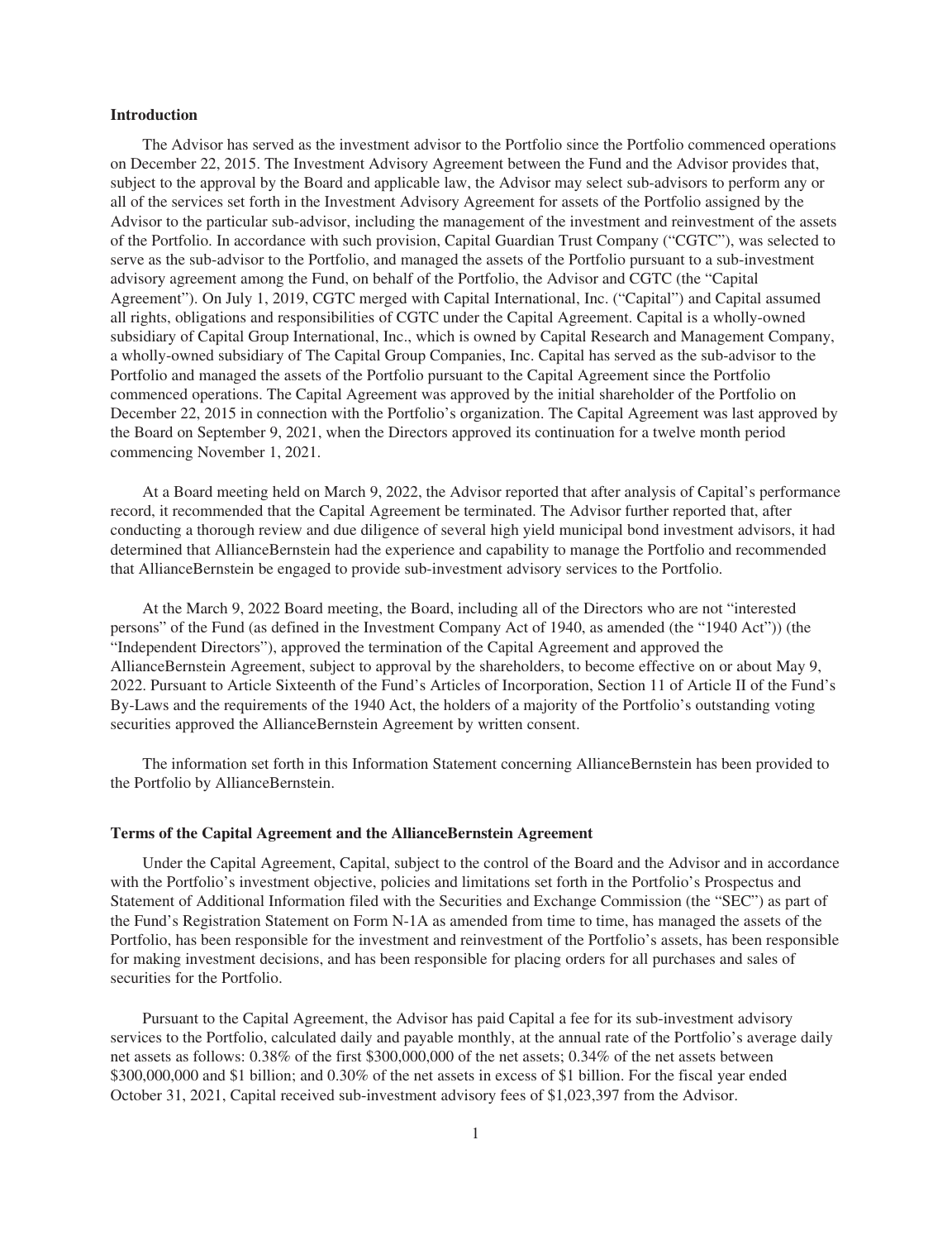### Introduction

The Advisor has served as the investment advisor to the Portfolio since the Portfolio commenced operations on December 22, 2015. The Investment Advisory Agreement between the Fund and the Advisor provides that, subject to the approval by the Board and applicable law, the Advisor may select sub-advisors to perform any or all of the services set forth in the Investment Advisory Agreement for assets of the Portfolio assigned by the Advisor to the particular sub-advisor, including the management of the investment and reinvestment of the assets of the Portfolio. In accordance with such provision, Capital Guardian Trust Company ("CGTC"), was selected to serve as the sub-advisor to the Portfolio, and managed the assets of the Portfolio pursuant to a sub-investment advisory agreement among the Fund, on behalf of the Portfolio, the Advisor and CGTC (the "Capital Agreement"). On July 1, 2019, CGTC merged with Capital International, Inc. ("Capital") and Capital assumed all rights, obligations and responsibilities of CGTC under the Capital Agreement. Capital is a wholly-owned subsidiary of Capital Group International, Inc., which is owned by Capital Research and Management Company, a wholly-owned subsidiary of The Capital Group Companies, Inc. Capital has served as the sub-advisor to the Portfolio and managed the assets of the Portfolio pursuant to the Capital Agreement since the Portfolio commenced operations. The Capital Agreement was approved by the initial shareholder of the Portfolio on December 22, 2015 in connection with the Portfolio's organization. The Capital Agreement was last approved by the Board on September 9, 2021, when the Directors approved its continuation for a twelve month period commencing November 1, 2021.

At a Board meeting held on March 9, 2022, the Advisor reported that after analysis of Capital's performance record, it recommended that the Capital Agreement be terminated. The Advisor further reported that, after conducting a thorough review and due diligence of several high yield municipal bond investment advisors, it had determined that AllianceBernstein had the experience and capability to manage the Portfolio and recommended that AllianceBernstein be engaged to provide sub-investment advisory services to the Portfolio.

At the March 9, 2022 Board meeting, the Board, including all of the Directors who are not "interested persons" of the Fund (as defined in the Investment Company Act of 1940, as amended (the "1940 Act")) (the "Independent Directors"), approved the termination of the Capital Agreement and approved the AllianceBernstein Agreement, subject to approval by the shareholders, to become effective on or about May 9, 2022. Pursuant to Article Sixteenth of the Fund's Articles of Incorporation, Section 11 of Article II of the Fund's By-Laws and the requirements of the 1940 Act, the holders of a majority of the Portfolio's outstanding voting securities approved the AllianceBernstein Agreement by written consent.

The information set forth in this Information Statement concerning AllianceBernstein has been provided to the Portfolio by AllianceBernstein.

### Terms of the Capital Agreement and the AllianceBernstein Agreement

Under the Capital Agreement, Capital, subject to the control of the Board and the Advisor and in accordance with the Portfolio's investment objective, policies and limitations set forth in the Portfolio's Prospectus and Statement of Additional Information filed with the Securities and Exchange Commission (the "SEC") as part of the Fund's Registration Statement on Form N-1A as amended from time to time, has managed the assets of the Portfolio, has been responsible for the investment and reinvestment of the Portfolio's assets, has been responsible for making investment decisions, and has been responsible for placing orders for all purchases and sales of securities for the Portfolio.

Pursuant to the Capital Agreement, the Advisor has paid Capital a fee for its sub-investment advisory services to the Portfolio, calculated daily and payable monthly, at the annual rate of the Portfolio's average daily net assets as follows: 0.38% of the first $300,000,000 of the net assets; 0.34% of the net assets between $300,000,000 and $1 billion; and 0.30% of the net assets in excess of $1 billion. For the fiscal year ended October 31, 2021, Capital received sub-investment advisory fees of $1,023,397 from the Advisor.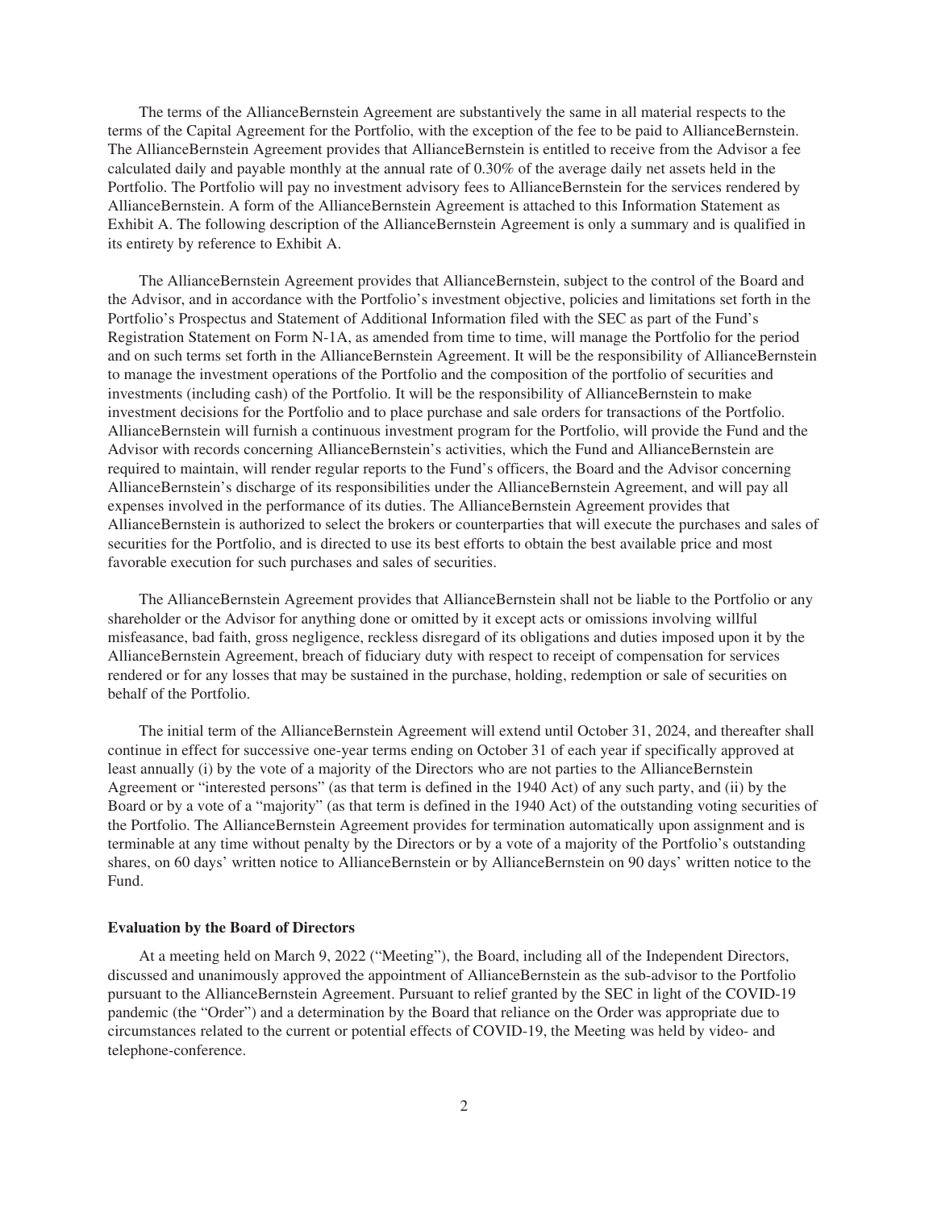The terms of the AllianceBernstein Agreement are substantively the same in all material respects to the terms of the Capital Agreement for the Portfolio, with the exception of the fee to be paid to AllianceBernstein. The AllianceBernstein Agreement provides that AllianceBernstein is entitled to receive from the Advisor a fee calculated daily and payable monthly at the annual rate of 0.30% of the average daily net assets held in the Portfolio. The Portfolio will pay no investment advisory fees to AllianceBernstein for the services rendered by AllianceBernstein. A form of the AllianceBernstein Agreement is attached to this Information Statement as Exhibit A. The following description of the AllianceBernstein Agreement is only a summary and is qualified in its entirety by reference to Exhibit A.

The AllianceBernstein Agreement provides that AllianceBernstein, subject to the control of the Board and the Advisor, and in accordance with the Portfolio's investment objective, policies and limitations set forth in the Portfolio's Prospectus and Statement of Additional Information filed with the SEC as part of the Fund's Registration Statement on Form N-1A, as amended from time to time, will manage the Portfolio for the period and on such terms set forth in the AllianceBernstein Agreement. It will be the responsibility of AllianceBernstein to manage the investment operations of the Portfolio and the composition of the portfolio of securities and investments (including cash) of the Portfolio. It will be the responsibility of AllianceBernstein to make investment decisions for the Portfolio and to place purchase and sale orders for transactions of the Portfolio. AllianceBernstein will furnish a continuous investment program for the Portfolio, will provide the Fund and the Advisor with records concerning AllianceBernstein's activities, which the Fund and AllianceBernstein are required to maintain, will render regular reports to the Fund's officers, the Board and the Advisor concerning AllianceBernstein's discharge of its responsibilities under the AllianceBernstein Agreement, and will pay all expenses involved in the performance of its duties. The AllianceBernstein Agreement provides that AllianceBernstein is authorized to select the brokers or counterparties that will execute the purchases and sales of securities for the Portfolio, and is directed to use its best efforts to obtain the best available price and most favorable execution for such purchases and sales of securities.

The AllianceBernstein Agreement provides that AllianceBernstein shall not be liable to the Portfolio or any shareholder or the Advisor for anything done or omitted by it except acts or omissions involving willful misfeasance, bad faith, gross negligence, reckless disregard of its obligations and duties imposed upon it by the AllianceBernstein Agreement, breach of fiduciary duty with respect to receipt of compensation for services rendered or for any losses that may be sustained in the purchase, holding, redemption or sale of securities on behalf of the Portfolio.

The initial term of the AllianceBernstein Agreement will extend until October 31, 2024, and thereafter shall continue in effect for successive one-year terms ending on October 31 of each year if specifically approved at least annually (i) by the vote of a majority of the Directors who are not parties to the AllianceBernstein Agreement or "interested persons" (as that term is defined in the 1940 Act) of any such party, and (ii) by the Board or by a vote of a "majority" (as that term is defined in the 1940 Act) of the outstanding voting securities of the Portfolio. The AllianceBernstein Agreement provides for termination automatically upon assignment and is terminable at any time without penalty by the Directors or by a vote of a majority of the Portfolio's outstanding shares, on 60 days' written notice to AllianceBernstein or by AllianceBernstein on 90 days' written notice to the Fund.

**Evaluation by the Board of Directors**

At a meeting held on March 9, 2022 ("Meeting"), the Board, including all of the Independent Directors, discussed and unanimously approved the appointment of AllianceBernstein as the sub-advisor to the Portfolio pursuant to the AllianceBernstein Agreement. Pursuant to relief granted by the SEC in light of the COVID-19 pandemic (the "Order") and a determination by the Board that reliance on the Order was appropriate due to circumstances related to the current or potential effects of COVID-19, the Meeting was held by video- and telephone-conference.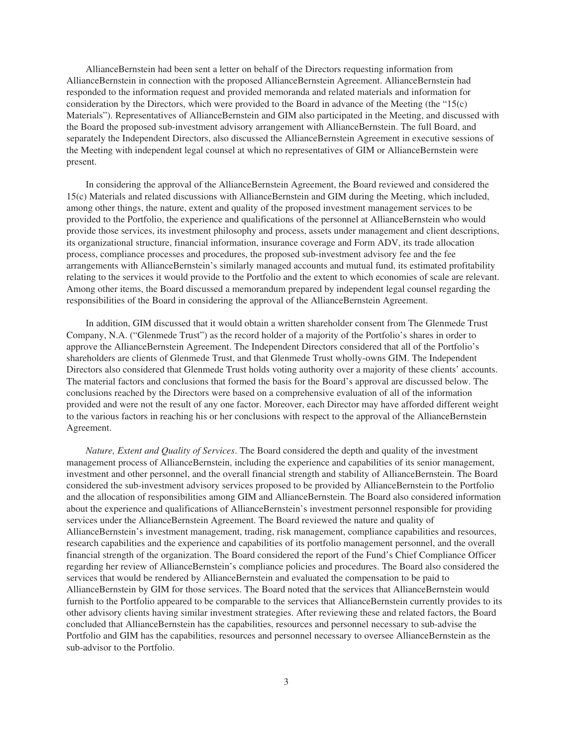AllianceBernstein had been sent a letter on behalf of the Directors requesting information from AllianceBernstein in connection with the proposed AllianceBernstein Agreement. AllianceBernstein had responded to the information request and provided memoranda and related materials and information for consideration by the Directors, which were provided to the Board in advance of the Meeting (the "15(c) Materials"). Representatives of AllianceBernstein and GIM also participated in the Meeting, and discussed with the Board the proposed sub-investment advisory arrangement with AllianceBernstein. The full Board, and separately the Independent Directors, also discussed the AllianceBernstein Agreement in executive sessions of the Meeting with independent legal counsel at which no representatives of GIM or AllianceBernstein were present.

In considering the approval of the AllianceBernstein Agreement, the Board reviewed and considered the 15(c) Materials and related discussions with AllianceBernstein and GIM during the Meeting, which included, among other things, the nature, extent and quality of the proposed investment management services to be provided to the Portfolio, the experience and qualifications of the personnel at AllianceBernstein who would provide those services, its investment philosophy and process, assets under management and client descriptions, its organizational structure, financial information, insurance coverage and Form ADV, its trade allocation process, compliance processes and procedures, the proposed sub-investment advisory fee and the fee arrangements with AllianceBernstein's similarly managed accounts and mutual fund, its estimated profitability relating to the services it would provide to the Portfolio and the extent to which economies of scale are relevant. Among other items, the Board discussed a memorandum prepared by independent legal counsel regarding the responsibilities of the Board in considering the approval of the AllianceBernstein Agreement.

In addition, GIM discussed that it would obtain a written shareholder consent from The Glenmede Trust Company, N.A. ("Glenmede Trust") as the record holder of a majority of the Portfolio's shares in order to approve the AllianceBernstein Agreement. The Independent Directors considered that all of the Portfolio's shareholders are clients of Glenmede Trust, and that Glenmede Trust wholly-owns GIM. The Independent Directors also considered that Glenmede Trust holds voting authority over a majority of these clients' accounts. The material factors and conclusions that formed the basis for the Board's approval are discussed below. The conclusions reached by the Directors were based on a comprehensive evaluation of all of the information provided and were not the result of any one factor. Moreover, each Director may have afforded different weight to the various factors in reaching his or her conclusions with respect to the approval of the AllianceBernstein Agreement.

*Nature, Extent and Quality of Services*. The Board considered the depth and quality of the investment management process of AllianceBernstein, including the experience and capabilities of its senior management, investment and other personnel, and the overall financial strength and stability of AllianceBernstein. The Board considered the sub-investment advisory services proposed to be provided by AllianceBernstein to the Portfolio and the allocation of responsibilities among GIM and AllianceBernstein. The Board also considered information about the experience and qualifications of AllianceBernstein's investment personnel responsible for providing services under the AllianceBernstein Agreement. The Board reviewed the nature and quality of AllianceBernstein's investment management, trading, risk management, compliance capabilities and resources, research capabilities and the experience and capabilities of its portfolio management personnel, and the overall financial strength of the organization. The Board considered the report of the Fund's Chief Compliance Officer regarding her review of AllianceBernstein's compliance policies and procedures. The Board also considered the services that would be rendered by AllianceBernstein and evaluated the compensation to be paid to AllianceBernstein by GIM for those services. The Board noted that the services that AllianceBernstein would furnish to the Portfolio appeared to be comparable to the services that AllianceBernstein currently provides to its other advisory clients having similar investment strategies. After reviewing these and related factors, the Board concluded that AllianceBernstein has the capabilities, resources and personnel necessary to sub-advise the Portfolio and GIM has the capabilities, resources and personnel necessary to oversee AllianceBernstein as the sub-advisor to the Portfolio.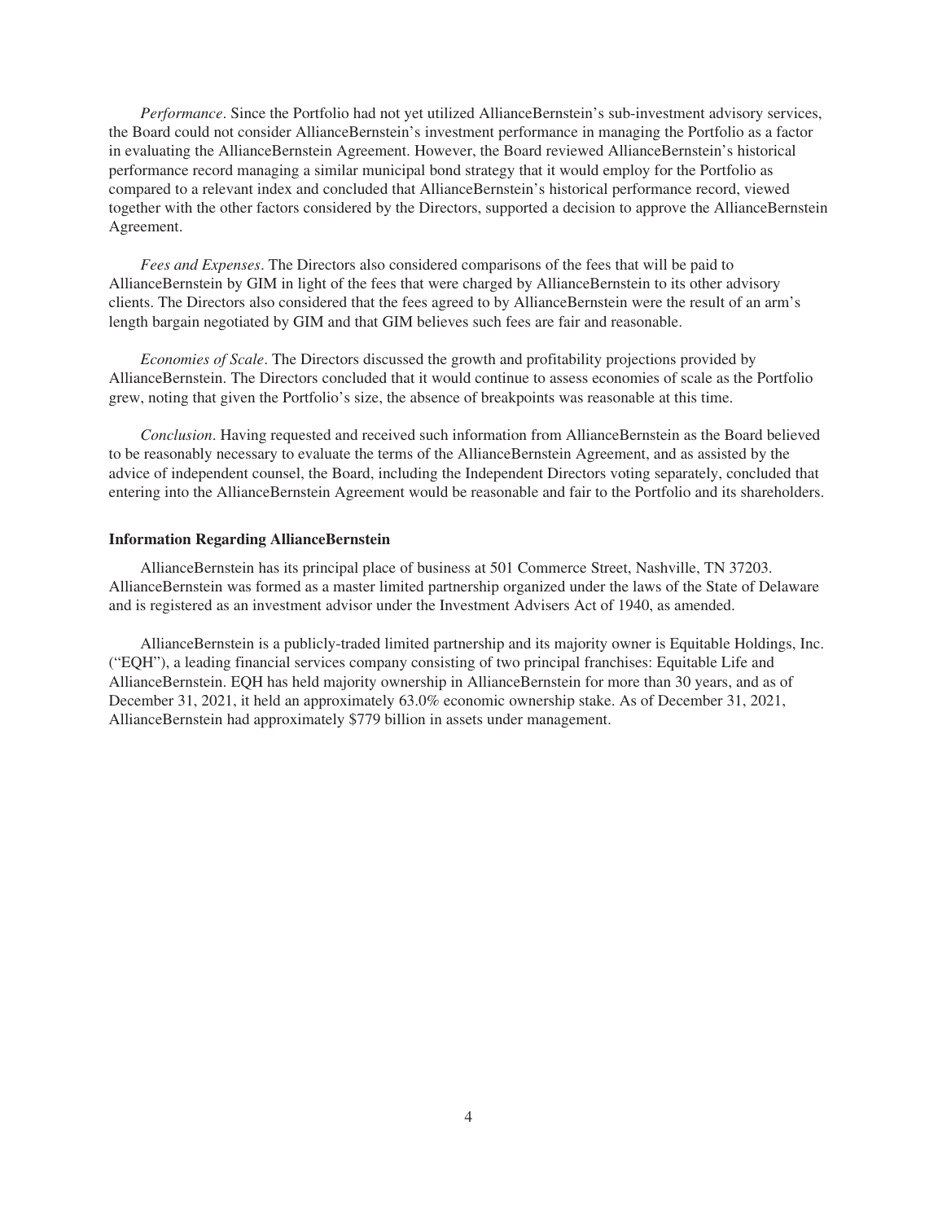*Performance*. Since the Portfolio had not yet utilized AllianceBernstein's sub-investment advisory services, the Board could not consider AllianceBernstein's investment performance in managing the Portfolio as a factor in evaluating the AllianceBernstein Agreement. However, the Board reviewed AllianceBernstein's historical performance record managing a similar municipal bond strategy that it would employ for the Portfolio as compared to a relevant index and concluded that AllianceBernstein's historical performance record, viewed together with the other factors considered by the Directors, supported a decision to approve the AllianceBernstein Agreement.

*Fees and Expenses*. The Directors also considered comparisons of the fees that will be paid to AllianceBernstein by GIM in light of the fees that were charged by AllianceBernstein to its other advisory clients. The Directors also considered that the fees agreed to by AllianceBernstein were the result of an arm's length bargain negotiated by GIM and that GIM believes such fees are fair and reasonable.

*Economies of Scale*. The Directors discussed the growth and profitability projections provided by AllianceBernstein. The Directors concluded that it would continue to assess economies of scale as the Portfolio grew, noting that given the Portfolio's size, the absence of breakpoints was reasonable at this time.

*Conclusion*. Having requested and received such information from AllianceBernstein as the Board believed to be reasonably necessary to evaluate the terms of the AllianceBernstein Agreement, and as assisted by the advice of independent counsel, the Board, including the Independent Directors voting separately, concluded that entering into the AllianceBernstein Agreement would be reasonable and fair to the Portfolio and its shareholders.

**Information Regarding AllianceBernstein**

AllianceBernstein has its principal place of business at 501 Commerce Street, Nashville, TN 37203. AllianceBernstein was formed as a master limited partnership organized under the laws of the State of Delaware and is registered as an investment advisor under the Investment Advisers Act of 1940, as amended.

AllianceBernstein is a publicly-traded limited partnership and its majority owner is Equitable Holdings, Inc. ("EQH"), a leading financial services company consisting of two principal franchises: Equitable Life and AllianceBernstein. EQH has held majority ownership in AllianceBernstein for more than 30 years, and as of December 31, 2021, it held an approximately 63.0% economic ownership stake. As of December 31, 2021, AllianceBernstein had approximately $779 billion in assets under management.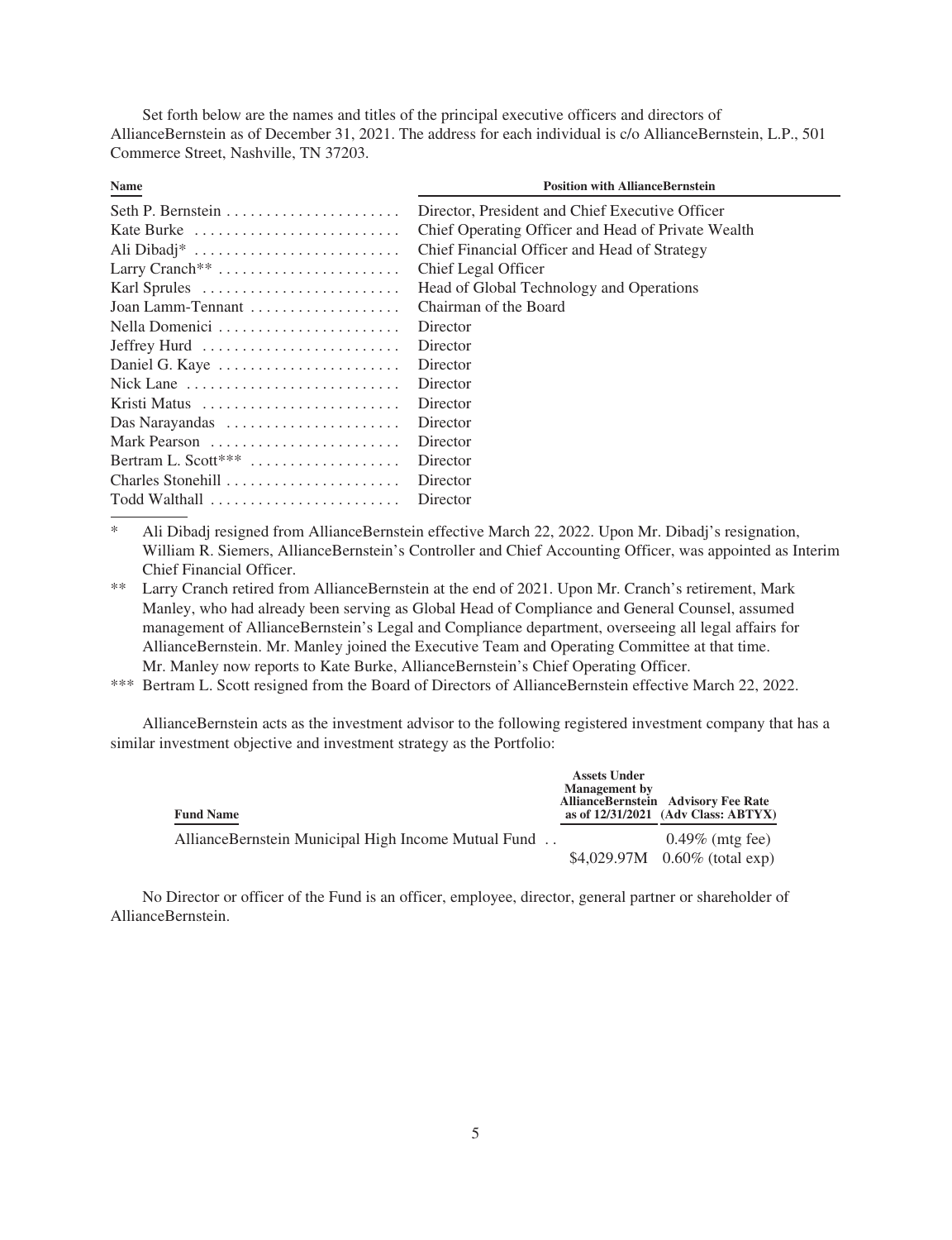Set forth below are the names and titles of the principal executive officers and directors of AllianceBernstein as of December 31, 2021. The address for each individual is c/o AllianceBernstein, L.P., 501 Commerce Street, Nashville, TN 37203.

| Name | Position with AllianceBernstein |
|---|---|
| Seth P. Bernstein | Director, President and Chief Executive Officer |
| Kate Burke | Chief Operating Officer and Head of Private Wealth |
| Ali Dibadj* | Chief Financial Officer and Head of Strategy |
| Larry Cranch** | Chief Legal Officer |
| Karl Sprules | Head of Global Technology and Operations |
| Joan Lamm-Tennant | Chairman of the Board |
| Nella Domenici | Director |
| Jeffrey Hurd | Director |
| Daniel G. Kaye | Director |
| Nick Lane | Director |
| Kristi Matus | Director |
| Das Narayandas | Director |
| Mark Pearson | Director |
| Bertram L. Scott*** | Director |
| Charles Stonehill | Director |
| Todd Walthall | Director |

\* Ali Dibadj resigned from AllianceBernstein effective March 22, 2022. Upon Mr. Dibadj's resignation, William R. Siemers, AllianceBernstein's Controller and Chief Accounting Officer, was appointed as Interim Chief Financial Officer.

\*\* Larry Cranch retired from AllianceBernstein at the end of 2021. Upon Mr. Cranch's retirement, Mark Manley, who had already been serving as Global Head of Compliance and General Counsel, assumed management of AllianceBernstein's Legal and Compliance department, overseeing all legal affairs for AllianceBernstein. Mr. Manley joined the Executive Team and Operating Committee at that time. Mr. Manley now reports to Kate Burke, AllianceBernstein's Chief Operating Officer.

\*\*\* Bertram L. Scott resigned from the Board of Directors of AllianceBernstein effective March 22, 2022.

AllianceBernstein acts as the investment advisor to the following registered investment company that has a similar investment objective and investment strategy as the Portfolio:

| Fund Name | Assets Under Management by AllianceBernstein as of 12/31/2021 | Advisory Fee Rate (Adv Class: ABTYX) |
|---|---|---|
| AllianceBernstein Municipal High Income Mutual Fund | $4,029.97M | 0.49% (mtg fee)<br>0.60% (total exp) |

No Director or officer of the Fund is an officer, employee, director, general partner or shareholder of AllianceBernstein.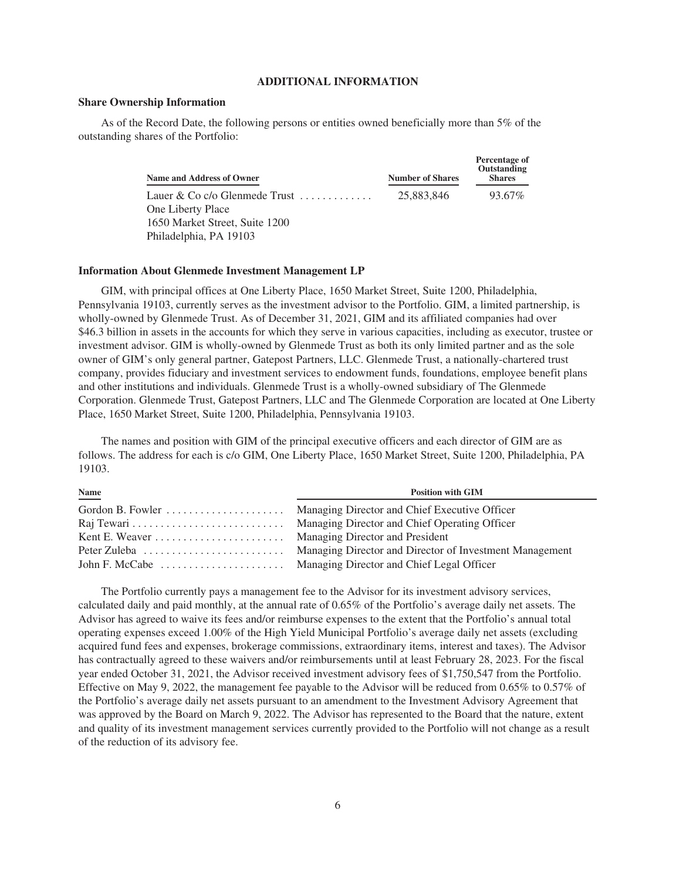## ADDITIONAL INFORMATION

### Share Ownership Information

As of the Record Date, the following persons or entities owned beneficially more than 5% of the outstanding shares of the Portfolio:

| Name and Address of Owner | Number of Shares | Percentage of Outstanding Shares |
|---|---|---|
| Lauer & Co c/o Glenmede Trust<br>One Liberty Place<br>1650 Market Street, Suite 1200<br>Philadelphia, PA 19103 | 25,883,846 | 93.67% |

### Information About Glenmede Investment Management LP

GIM, with principal offices at One Liberty Place, 1650 Market Street, Suite 1200, Philadelphia, Pennsylvania 19103, currently serves as the investment advisor to the Portfolio. GIM, a limited partnership, is wholly-owned by Glenmede Trust. As of December 31, 2021, GIM and its affiliated companies had over $46.3 billion in assets in the accounts for which they serve in various capacities, including as executor, trustee or investment advisor. GIM is wholly-owned by Glenmede Trust as both its only limited partner and as the sole owner of GIM's only general partner, Gatepost Partners, LLC. Glenmede Trust, a nationally-chartered trust company, provides fiduciary and investment services to endowment funds, foundations, employee benefit plans and other institutions and individuals. Glenmede Trust is a wholly-owned subsidiary of The Glenmede Corporation. Glenmede Trust, Gatepost Partners, LLC and The Glenmede Corporation are located at One Liberty Place, 1650 Market Street, Suite 1200, Philadelphia, Pennsylvania 19103.

The names and position with GIM of the principal executive officers and each director of GIM are as follows. The address for each is c/o GIM, One Liberty Place, 1650 Market Street, Suite 1200, Philadelphia, PA 19103.

| Name | Position with GIM |
|---|---|
| Gordon B. Fowler | Managing Director and Chief Executive Officer |
| Raj Tewari | Managing Director and Chief Operating Officer |
| Kent E. Weaver | Managing Director and President |
| Peter Zuleba | Managing Director and Director of Investment Management |
| John F. McCabe | Managing Director and Chief Legal Officer |

The Portfolio currently pays a management fee to the Advisor for its investment advisory services, calculated daily and paid monthly, at the annual rate of 0.65% of the Portfolio's average daily net assets. The Advisor has agreed to waive its fees and/or reimburse expenses to the extent that the Portfolio's annual total operating expenses exceed 1.00% of the High Yield Municipal Portfolio's average daily net assets (excluding acquired fund fees and expenses, brokerage commissions, extraordinary items, interest and taxes). The Advisor has contractually agreed to these waivers and/or reimbursements until at least February 28, 2023. For the fiscal year ended October 31, 2021, the Advisor received investment advisory fees of $1,750,547 from the Portfolio. Effective on May 9, 2022, the management fee payable to the Advisor will be reduced from 0.65% to 0.57% of the Portfolio's average daily net assets pursuant to an amendment to the Investment Advisory Agreement that was approved by the Board on March 9, 2022. The Advisor has represented to the Board that the nature, extent and quality of its investment management services currently provided to the Portfolio will not change as a result of the reduction of its advisory fee.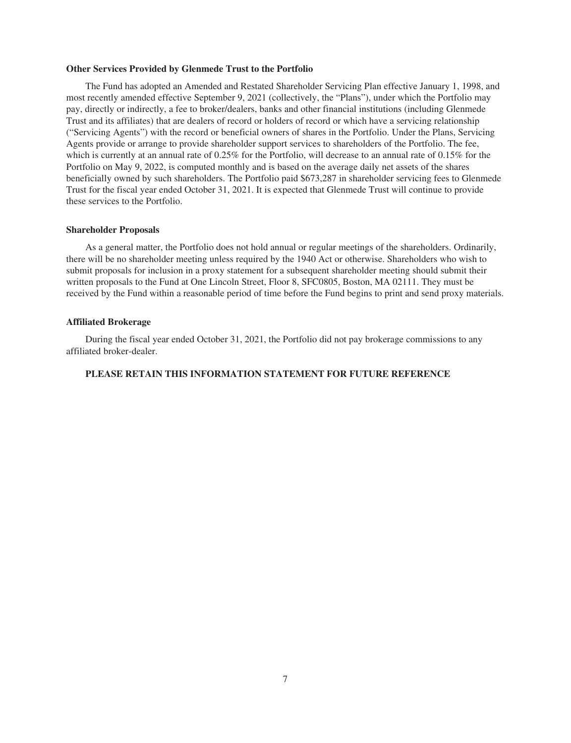**Other Services Provided by Glenmede Trust to the Portfolio**

The Fund has adopted an Amended and Restated Shareholder Servicing Plan effective January 1, 1998, and most recently amended effective September 9, 2021 (collectively, the "Plans"), under which the Portfolio may pay, directly or indirectly, a fee to broker/dealers, banks and other financial institutions (including Glenmede Trust and its affiliates) that are dealers of record or holders of record or which have a servicing relationship ("Servicing Agents") with the record or beneficial owners of shares in the Portfolio. Under the Plans, Servicing Agents provide or arrange to provide shareholder support services to shareholders of the Portfolio. The fee, which is currently at an annual rate of 0.25% for the Portfolio, will decrease to an annual rate of 0.15% for the Portfolio on May 9, 2022, is computed monthly and is based on the average daily net assets of the shares beneficially owned by such shareholders. The Portfolio paid $673,287 in shareholder servicing fees to Glenmede Trust for the fiscal year ended October 31, 2021. It is expected that Glenmede Trust will continue to provide these services to the Portfolio.

**Shareholder Proposals**

As a general matter, the Portfolio does not hold annual or regular meetings of the shareholders. Ordinarily, there will be no shareholder meeting unless required by the 1940 Act or otherwise. Shareholders who wish to submit proposals for inclusion in a proxy statement for a subsequent shareholder meeting should submit their written proposals to the Fund at One Lincoln Street, Floor 8, SFC0805, Boston, MA 02111. They must be received by the Fund within a reasonable period of time before the Fund begins to print and send proxy materials.

**Affiliated Brokerage**

During the fiscal year ended October 31, 2021, the Portfolio did not pay brokerage commissions to any affiliated broker-dealer.

**PLEASE RETAIN THIS INFORMATION STATEMENT FOR FUTURE REFERENCE**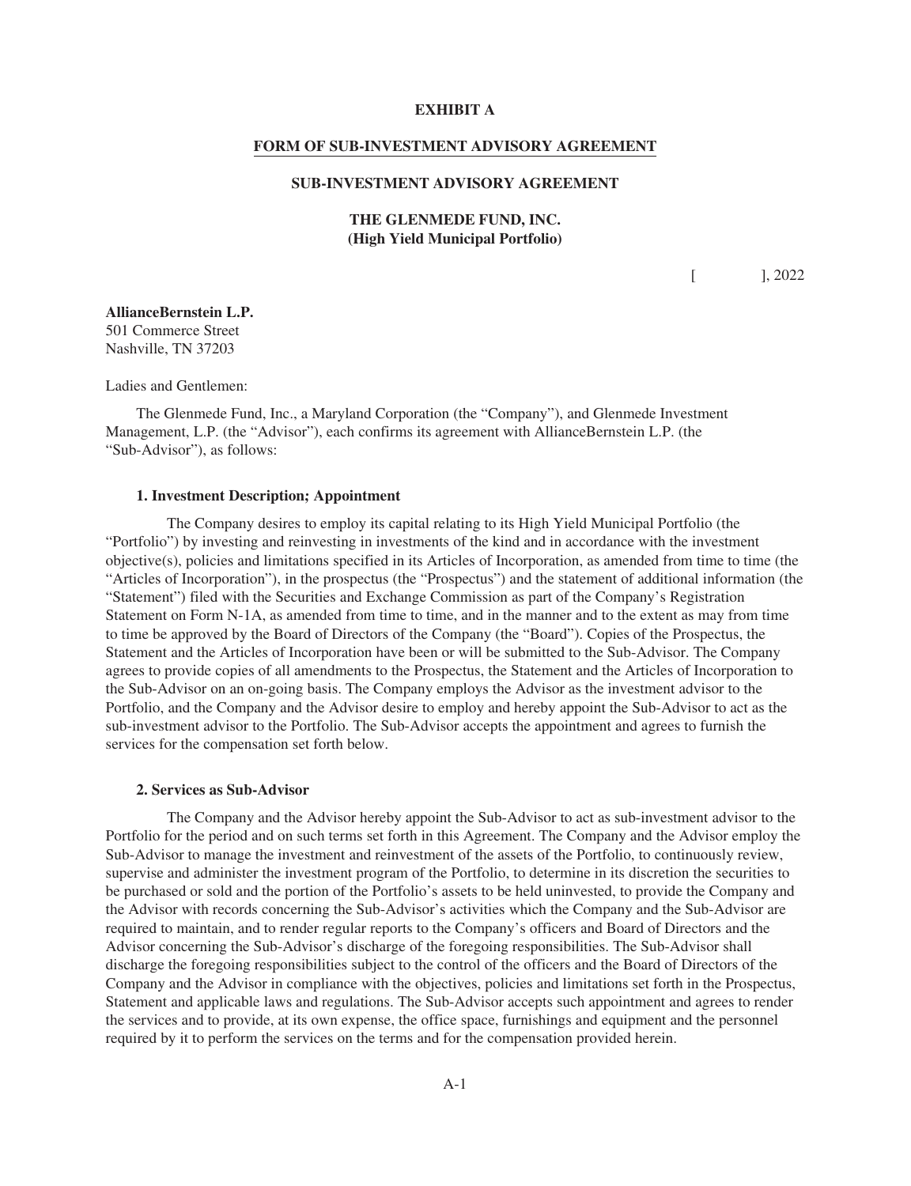**EXHIBIT A**

**FORM OF SUB-INVESTMENT ADVISORY AGREEMENT**

**SUB-INVESTMENT ADVISORY AGREEMENT**

**THE GLENMEDE FUND, INC.**
**(High Yield Municipal Portfolio)**

[ ], 2022

**AllianceBernstein L.P.**
501 Commerce Street
Nashville, TN 37203

Ladies and Gentlemen:

The Glenmede Fund, Inc., a Maryland Corporation (the "Company"), and Glenmede Investment Management, L.P. (the "Advisor"), each confirms its agreement with AllianceBernstein L.P. (the "Sub-Advisor"), as follows:

**1. Investment Description; Appointment**

The Company desires to employ its capital relating to its High Yield Municipal Portfolio (the "Portfolio") by investing and reinvesting in investments of the kind and in accordance with the investment objective(s), policies and limitations specified in its Articles of Incorporation, as amended from time to time (the "Articles of Incorporation"), in the prospectus (the "Prospectus") and the statement of additional information (the "Statement") filed with the Securities and Exchange Commission as part of the Company's Registration Statement on Form N-1A, as amended from time to time, and in the manner and to the extent as may from time to time be approved by the Board of Directors of the Company (the "Board"). Copies of the Prospectus, the Statement and the Articles of Incorporation have been or will be submitted to the Sub-Advisor. The Company agrees to provide copies of all amendments to the Prospectus, the Statement and the Articles of Incorporation to the Sub-Advisor on an on-going basis. The Company employs the Advisor as the investment advisor to the Portfolio, and the Company and the Advisor desire to employ and hereby appoint the Sub-Advisor to act as the sub-investment advisor to the Portfolio. The Sub-Advisor accepts the appointment and agrees to furnish the services for the compensation set forth below.

**2. Services as Sub-Advisor**

The Company and the Advisor hereby appoint the Sub-Advisor to act as sub-investment advisor to the Portfolio for the period and on such terms set forth in this Agreement. The Company and the Advisor employ the Sub-Advisor to manage the investment and reinvestment of the assets of the Portfolio, to continuously review, supervise and administer the investment program of the Portfolio, to determine in its discretion the securities to be purchased or sold and the portion of the Portfolio's assets to be held uninvested, to provide the Company and the Advisor with records concerning the Sub-Advisor's activities which the Company and the Sub-Advisor are required to maintain, and to render regular reports to the Company's officers and Board of Directors and the Advisor concerning the Sub-Advisor's discharge of the foregoing responsibilities. The Sub-Advisor shall discharge the foregoing responsibilities subject to the control of the officers and the Board of Directors of the Company and the Advisor in compliance with the objectives, policies and limitations set forth in the Prospectus, Statement and applicable laws and regulations. The Sub-Advisor accepts such appointment and agrees to render the services and to provide, at its own expense, the office space, furnishings and equipment and the personnel required by it to perform the services on the terms and for the compensation provided herein.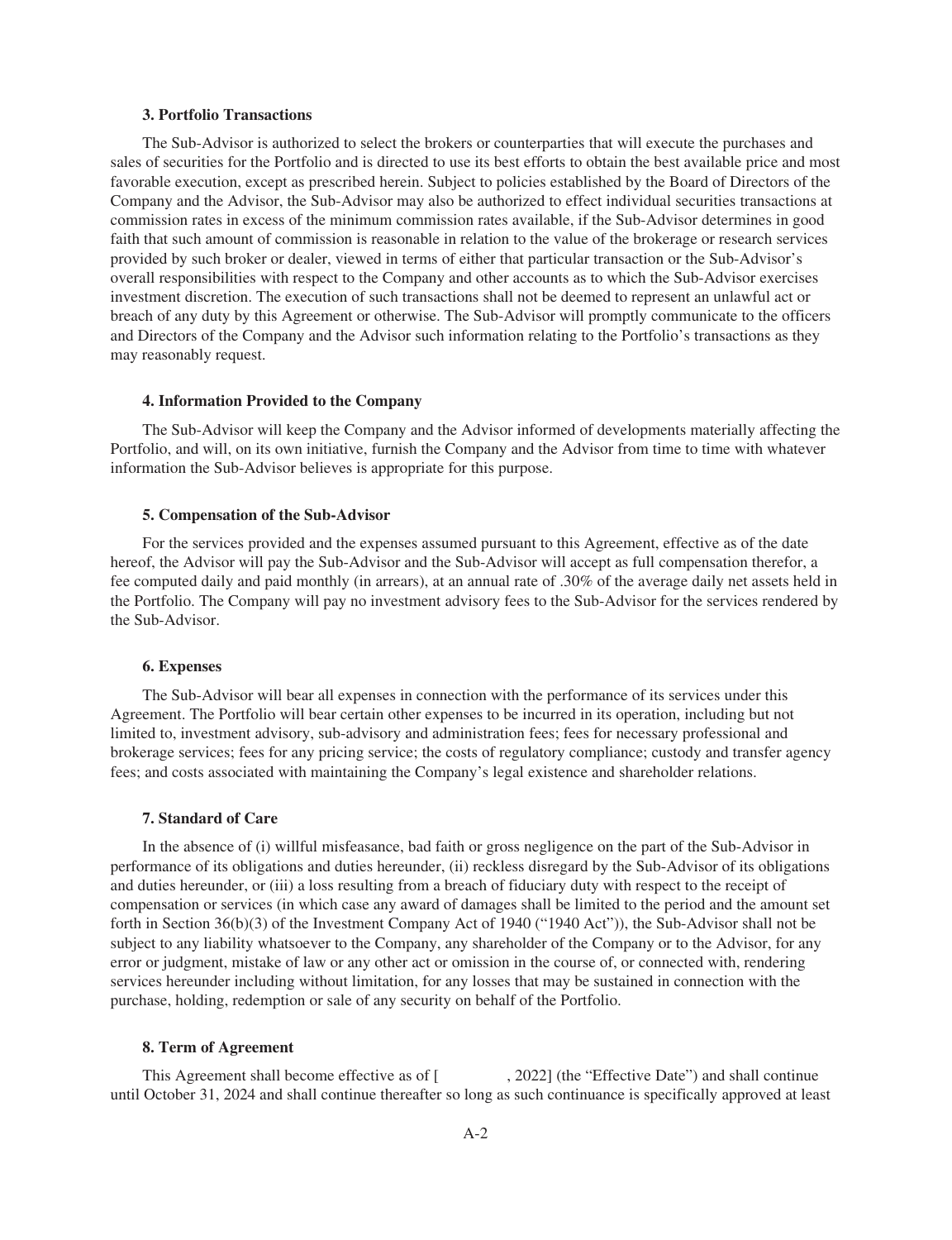**3. Portfolio Transactions**

The Sub-Advisor is authorized to select the brokers or counterparties that will execute the purchases and sales of securities for the Portfolio and is directed to use its best efforts to obtain the best available price and most favorable execution, except as prescribed herein. Subject to policies established by the Board of Directors of the Company and the Advisor, the Sub-Advisor may also be authorized to effect individual securities transactions at commission rates in excess of the minimum commission rates available, if the Sub-Advisor determines in good faith that such amount of commission is reasonable in relation to the value of the brokerage or research services provided by such broker or dealer, viewed in terms of either that particular transaction or the Sub-Advisor's overall responsibilities with respect to the Company and other accounts as to which the Sub-Advisor exercises investment discretion. The execution of such transactions shall not be deemed to represent an unlawful act or breach of any duty by this Agreement or otherwise. The Sub-Advisor will promptly communicate to the officers and Directors of the Company and the Advisor such information relating to the Portfolio's transactions as they may reasonably request.

**4. Information Provided to the Company**

The Sub-Advisor will keep the Company and the Advisor informed of developments materially affecting the Portfolio, and will, on its own initiative, furnish the Company and the Advisor from time to time with whatever information the Sub-Advisor believes is appropriate for this purpose.

**5. Compensation of the Sub-Advisor**

For the services provided and the expenses assumed pursuant to this Agreement, effective as of the date hereof, the Advisor will pay the Sub-Advisor and the Sub-Advisor will accept as full compensation therefor, a fee computed daily and paid monthly (in arrears), at an annual rate of .30% of the average daily net assets held in the Portfolio. The Company will pay no investment advisory fees to the Sub-Advisor for the services rendered by the Sub-Advisor.

**6. Expenses**

The Sub-Advisor will bear all expenses in connection with the performance of its services under this Agreement. The Portfolio will bear certain other expenses to be incurred in its operation, including but not limited to, investment advisory, sub-advisory and administration fees; fees for necessary professional and brokerage services; fees for any pricing service; the costs of regulatory compliance; custody and transfer agency fees; and costs associated with maintaining the Company's legal existence and shareholder relations.

**7. Standard of Care**

In the absence of (i) willful misfeasance, bad faith or gross negligence on the part of the Sub-Advisor in performance of its obligations and duties hereunder, (ii) reckless disregard by the Sub-Advisor of its obligations and duties hereunder, or (iii) a loss resulting from a breach of fiduciary duty with respect to the receipt of compensation or services (in which case any award of damages shall be limited to the period and the amount set forth in Section 36(b)(3) of the Investment Company Act of 1940 ("1940 Act")), the Sub-Advisor shall not be subject to any liability whatsoever to the Company, any shareholder of the Company or to the Advisor, for any error or judgment, mistake of law or any other act or omission in the course of, or connected with, rendering services hereunder including without limitation, for any losses that may be sustained in connection with the purchase, holding, redemption or sale of any security on behalf of the Portfolio.

**8. Term of Agreement**

This Agreement shall become effective as of [ , 2022] (the "Effective Date") and shall continue until October 31, 2024 and shall continue thereafter so long as such continuance is specifically approved at least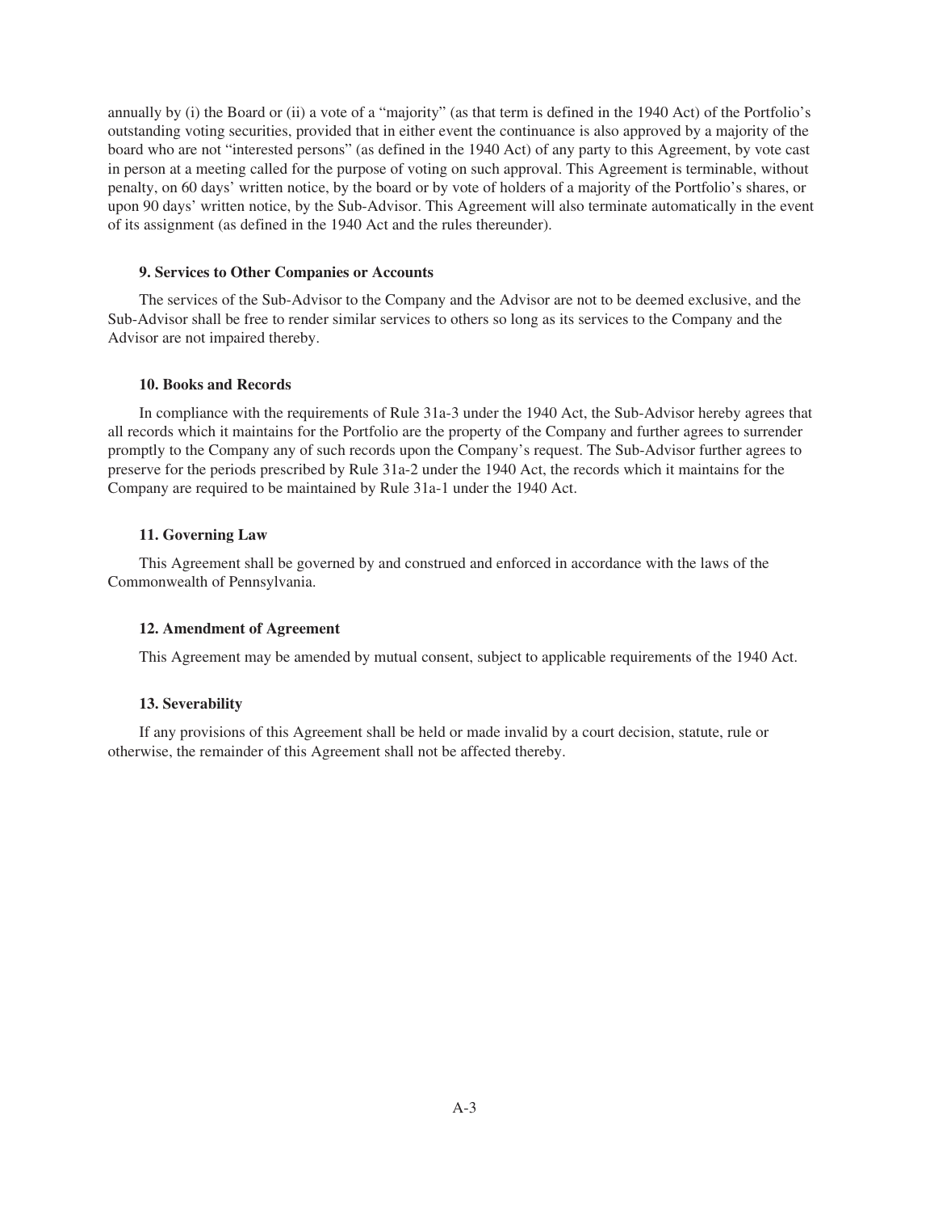annually by (i) the Board or (ii) a vote of a "majority" (as that term is defined in the 1940 Act) of the Portfolio's outstanding voting securities, provided that in either event the continuance is also approved by a majority of the board who are not "interested persons" (as defined in the 1940 Act) of any party to this Agreement, by vote cast in person at a meeting called for the purpose of voting on such approval. This Agreement is terminable, without penalty, on 60 days' written notice, by the board or by vote of holders of a majority of the Portfolio's shares, or upon 90 days' written notice, by the Sub-Advisor. This Agreement will also terminate automatically in the event of its assignment (as defined in the 1940 Act and the rules thereunder).

**9. Services to Other Companies or Accounts**

The services of the Sub-Advisor to the Company and the Advisor are not to be deemed exclusive, and the Sub-Advisor shall be free to render similar services to others so long as its services to the Company and the Advisor are not impaired thereby.

**10. Books and Records**

In compliance with the requirements of Rule 31a-3 under the 1940 Act, the Sub-Advisor hereby agrees that all records which it maintains for the Portfolio are the property of the Company and further agrees to surrender promptly to the Company any of such records upon the Company's request. The Sub-Advisor further agrees to preserve for the periods prescribed by Rule 31a-2 under the 1940 Act, the records which it maintains for the Company are required to be maintained by Rule 31a-1 under the 1940 Act.

**11. Governing Law**

This Agreement shall be governed by and construed and enforced in accordance with the laws of the Commonwealth of Pennsylvania.

**12. Amendment of Agreement**

This Agreement may be amended by mutual consent, subject to applicable requirements of the 1940 Act.

**13. Severability**

If any provisions of this Agreement shall be held or made invalid by a court decision, statute, rule or otherwise, the remainder of this Agreement shall not be affected thereby.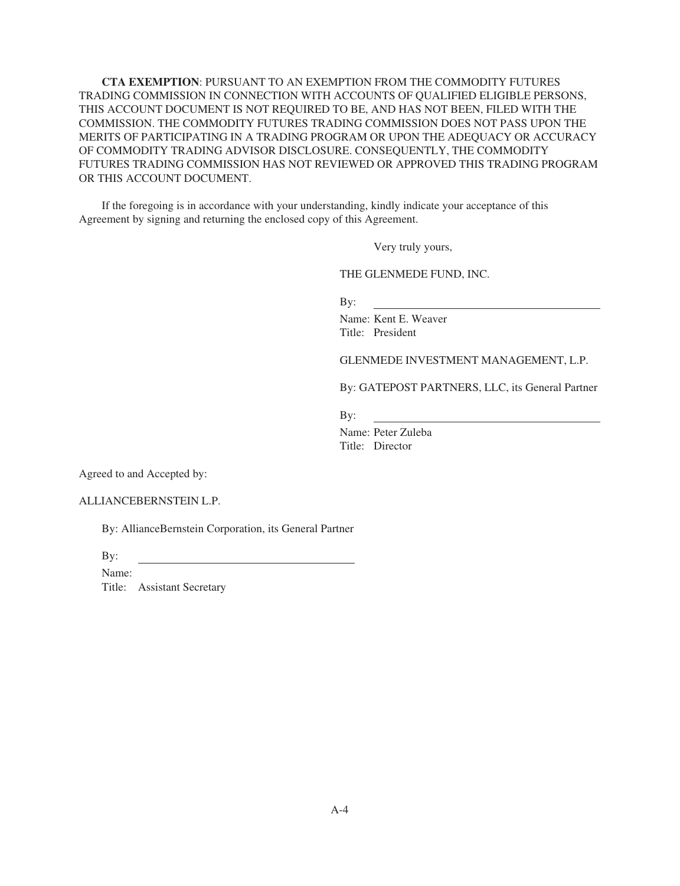**CTA EXEMPTION**: PURSUANT TO AN EXEMPTION FROM THE COMMODITY FUTURES TRADING COMMISSION IN CONNECTION WITH ACCOUNTS OF QUALIFIED ELIGIBLE PERSONS, THIS ACCOUNT DOCUMENT IS NOT REQUIRED TO BE, AND HAS NOT BEEN, FILED WITH THE COMMISSION. THE COMMODITY FUTURES TRADING COMMISSION DOES NOT PASS UPON THE MERITS OF PARTICIPATING IN A TRADING PROGRAM OR UPON THE ADEQUACY OR ACCURACY OF COMMODITY TRADING ADVISOR DISCLOSURE. CONSEQUENTLY, THE COMMODITY FUTURES TRADING COMMISSION HAS NOT REVIEWED OR APPROVED THIS TRADING PROGRAM OR THIS ACCOUNT DOCUMENT.

If the foregoing is in accordance with your understanding, kindly indicate your acceptance of this Agreement by signing and returning the enclosed copy of this Agreement.

Very truly yours,

THE GLENMEDE FUND, INC.

By: \_\_\_\_\_\_\_\_\_\_\_\_\_\_\_\_\_\_\_\_\_\_\_\_\_\_\_\_\_\_

Name: Kent E. Weaver
Title: President

GLENMEDE INVESTMENT MANAGEMENT, L.P.

By: GATEPOST PARTNERS, LLC, its General Partner

By: \_\_\_\_\_\_\_\_\_\_\_\_\_\_\_\_\_\_\_\_\_\_\_\_\_\_\_\_\_\_

Name: Peter Zuleba
Title: Director

Agreed to and Accepted by:

ALLIANCEBERNSTEIN L.P.

By: AllianceBernstein Corporation, its General Partner

By: \_\_\_\_\_\_\_\_\_\_\_\_\_\_\_\_\_\_\_\_\_\_\_\_\_\_\_\_\_\_

Name:
Title: Assistant Secretary